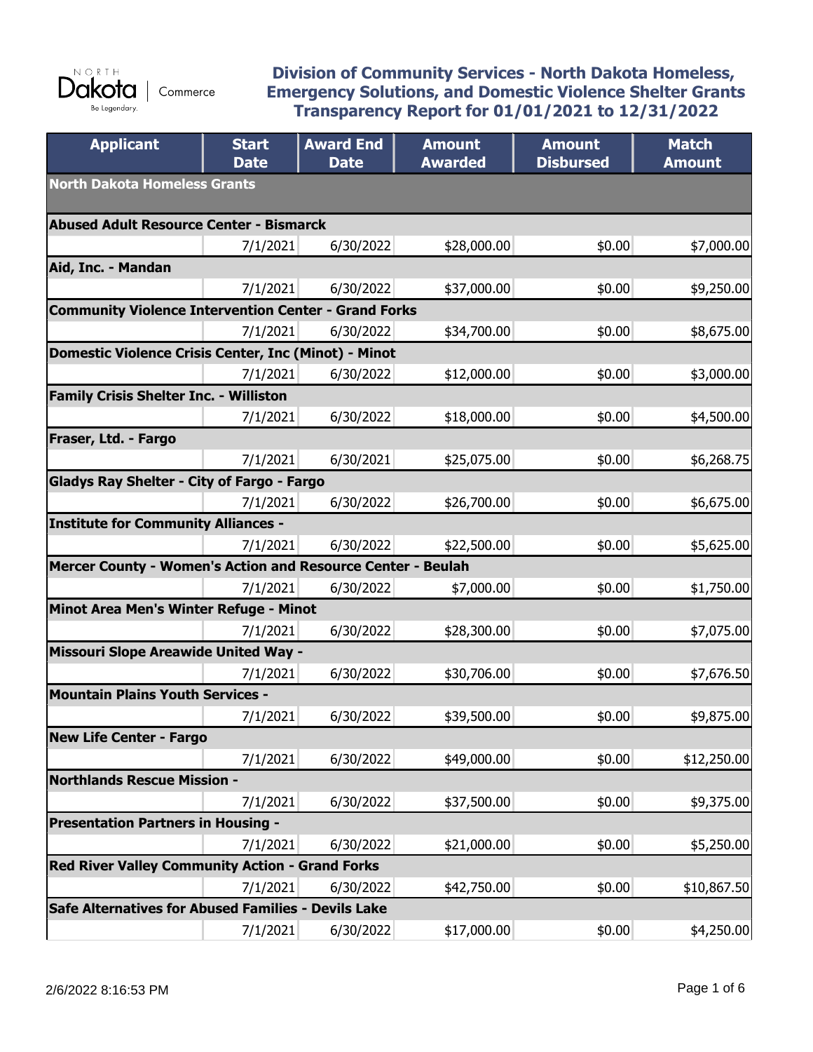# Division of Community Services - North Dakota Homeless, Emergency Solutions, and Domestic Violence Shelter Grants Transparency Report for 01/01/2021 to 12/31/2022

| Applicant | Start Date | Award End Date | Amount Awarded | Amount Disbursed | Match Amount |
|---|---|---|---|---|---|
| **North Dakota Homeless Grants** | | | | | |
| **Abused Adult Resource Center - Bismarck** | | | | | |
| | 7/1/2021 | 6/30/2022 | $28,000.00 | $0.00 | $7,000.00 |
| **Aid, Inc. - Mandan** | | | | | |
| | 7/1/2021 | 6/30/2022 | $37,000.00 | $0.00 | $9,250.00 |
| **Community Violence Intervention Center - Grand Forks** | | | | | |
| | 7/1/2021 | 6/30/2022 | $34,700.00 | $0.00 | $8,675.00 |
| **Domestic Violence Crisis Center, Inc (Minot) - Minot** | | | | | |
| | 7/1/2021 | 6/30/2022 | $12,000.00 | $0.00 | $3,000.00 |
| **Family Crisis Shelter Inc. - Williston** | | | | | |
| | 7/1/2021 | 6/30/2022 | $18,000.00 | $0.00 | $4,500.00 |
| **Fraser, Ltd. - Fargo** | | | | | |
| | 7/1/2021 | 6/30/2021 | $25,075.00 | $0.00 | $6,268.75 |
| **Gladys Ray Shelter - City of Fargo - Fargo** | | | | | |
| | 7/1/2021 | 6/30/2022 | $26,700.00 | $0.00 | $6,675.00 |
| **Institute for Community Alliances -** | | | | | |
| | 7/1/2021 | 6/30/2022 | $22,500.00 | $0.00 | $5,625.00 |
| **Mercer County - Women's Action and Resource Center - Beulah** | | | | | |
| | 7/1/2021 | 6/30/2022 | $7,000.00 | $0.00 | $1,750.00 |
| **Minot Area Men's Winter Refuge - Minot** | | | | | |
| | 7/1/2021 | 6/30/2022 | $28,300.00 | $0.00 | $7,075.00 |
| **Missouri Slope Areawide United Way -** | | | | | |
| | 7/1/2021 | 6/30/2022 | $30,706.00 | $0.00 | $7,676.50 |
| **Mountain Plains Youth Services -** | | | | | |
| | 7/1/2021 | 6/30/2022 | $39,500.00 | $0.00 | $9,875.00 |
| **New Life Center - Fargo** | | | | | |
| | 7/1/2021 | 6/30/2022 | $49,000.00 | $0.00 | $12,250.00 |
| **Northlands Rescue Mission -** | | | | | |
| | 7/1/2021 | 6/30/2022 | $37,500.00 | $0.00 | $9,375.00 |
| **Presentation Partners in Housing -** | | | | | |
| | 7/1/2021 | 6/30/2022 | $21,000.00 | $0.00 | $5,250.00 |
| **Red River Valley Community Action - Grand Forks** | | | | | |
| | 7/1/2021 | 6/30/2022 | $42,750.00 | $0.00 | $10,867.50 |
| **Safe Alternatives for Abused Families - Devils Lake** | | | | | |
| | 7/1/2021 | 6/30/2022 | $17,000.00 | $0.00 | $4,250.00 |

2/6/2022 8:16:53 PM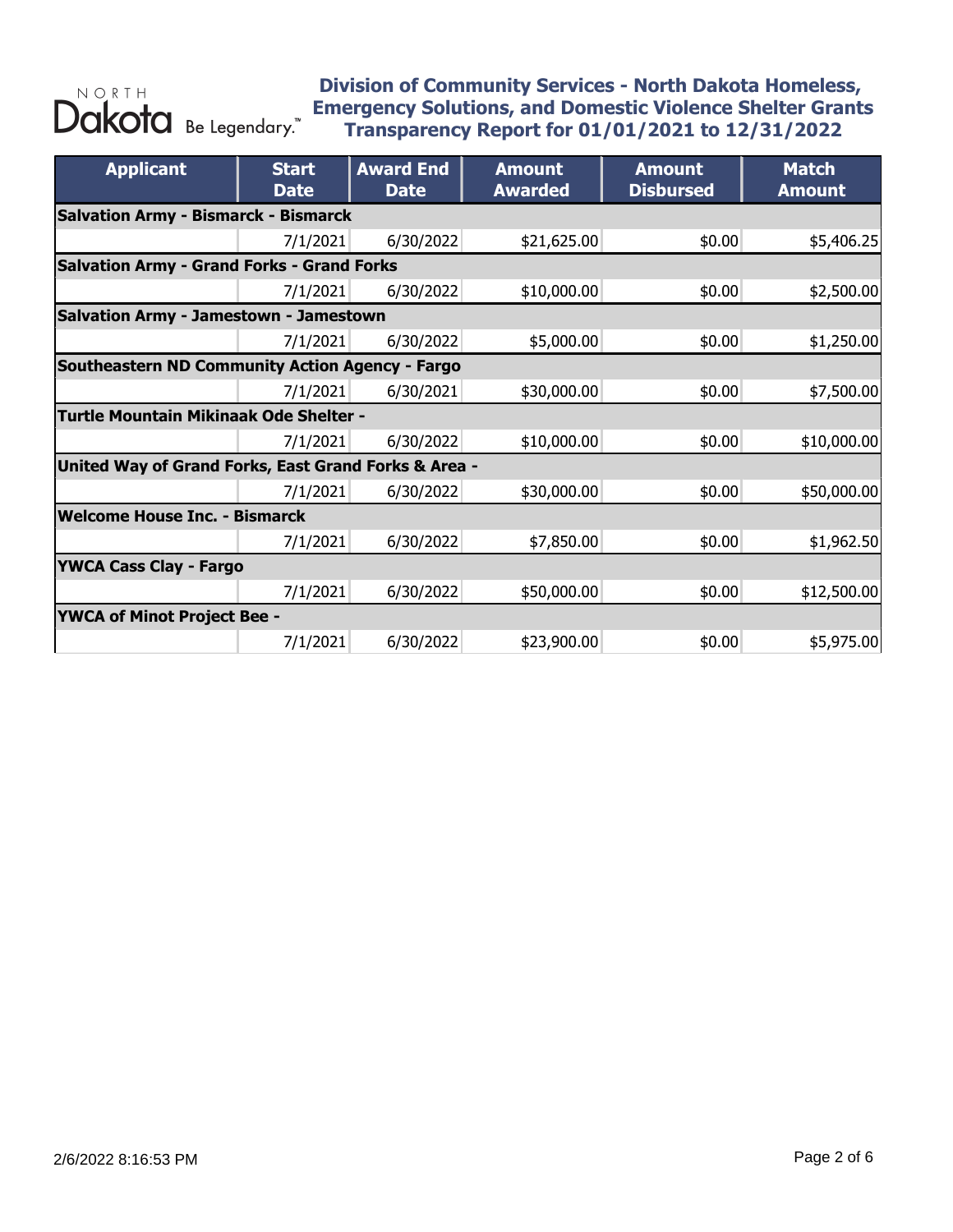NORTH Dakota Be Legendary.™

## Division of Community Services - North Dakota Homeless, Emergency Solutions, and Domestic Violence Shelter Grants Transparency Report for 01/01/2021 to 12/31/2022

| Applicant | Start Date | Award End Date | Amount Awarded | Amount Disbursed | Match Amount |
|---|---|---|---|---|---|
| **Salvation Army - Bismarck - Bismarck** | | | | | |
| | 7/1/2021 | 6/30/2022 | $21,625.00 | $0.00 | $5,406.25 |
| **Salvation Army - Grand Forks - Grand Forks** | | | | | |
| | 7/1/2021 | 6/30/2022 | $10,000.00 | $0.00 | $2,500.00 |
| **Salvation Army - Jamestown - Jamestown** | | | | | |
| | 7/1/2021 | 6/30/2022 | $5,000.00 | $0.00 | $1,250.00 |
| **Southeastern ND Community Action Agency - Fargo** | | | | | |
| | 7/1/2021 | 6/30/2021 | $30,000.00 | $0.00 | $7,500.00 |
| **Turtle Mountain Mikinaak Ode Shelter -** | | | | | |
| | 7/1/2021 | 6/30/2022 | $10,000.00 | $0.00 | $10,000.00 |
| **United Way of Grand Forks, East Grand Forks & Area -** | | | | | |
| | 7/1/2021 | 6/30/2022 | $30,000.00 | $0.00 | $50,000.00 |
| **Welcome House Inc. - Bismarck** | | | | | |
| | 7/1/2021 | 6/30/2022 | $7,850.00 | $0.00 | $1,962.50 |
| **YWCA Cass Clay - Fargo** | | | | | |
| | 7/1/2021 | 6/30/2022 | $50,000.00 | $0.00 | $12,500.00 |
| **YWCA of Minot Project Bee -** | | | | | |
| | 7/1/2021 | 6/30/2022 | $23,900.00 | $0.00 | $5,975.00 |

2/6/2022 8:16:53 PM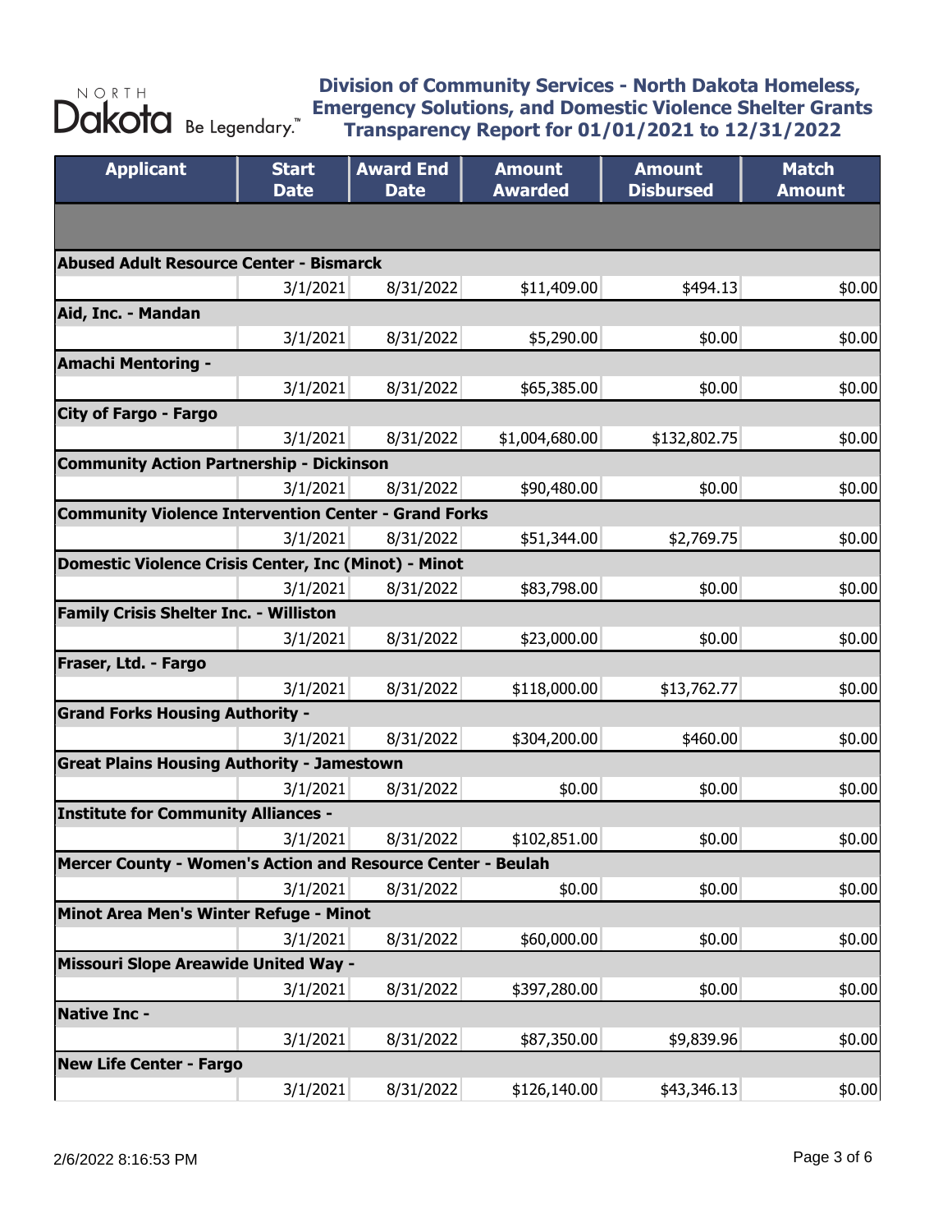**NORTH Dakota** Be Legendary.™

## Division of Community Services - North Dakota Homeless, Emergency Solutions, and Domestic Violence Shelter Grants Transparency Report for 01/01/2021 to 12/31/2022

| Applicant | Start Date | Award End Date | Amount Awarded | Amount Disbursed | Match Amount |
|---|---|---|---|---|---|
| | | | | | |
| **Abused Adult Resource Center - Bismarck** | | | | | |
| | 3/1/2021 | 8/31/2022 | $11,409.00 | $494.13 | $0.00 |
| **Aid, Inc. - Mandan** | | | | | |
| | 3/1/2021 | 8/31/2022 | $5,290.00 | $0.00 | $0.00 |
| **Amachi Mentoring -** | | | | | |
| | 3/1/2021 | 8/31/2022 | $65,385.00 | $0.00 | $0.00 |
| **City of Fargo - Fargo** | | | | | |
| | 3/1/2021 | 8/31/2022 | $1,004,680.00 | $132,802.75 | $0.00 |
| **Community Action Partnership - Dickinson** | | | | | |
| | 3/1/2021 | 8/31/2022 | $90,480.00 | $0.00 | $0.00 |
| **Community Violence Intervention Center - Grand Forks** | | | | | |
| | 3/1/2021 | 8/31/2022 | $51,344.00 | $2,769.75 | $0.00 |
| **Domestic Violence Crisis Center, Inc (Minot) - Minot** | | | | | |
| | 3/1/2021 | 8/31/2022 | $83,798.00 | $0.00 | $0.00 |
| **Family Crisis Shelter Inc. - Williston** | | | | | |
| | 3/1/2021 | 8/31/2022 | $23,000.00 | $0.00 | $0.00 |
| **Fraser, Ltd. - Fargo** | | | | | |
| | 3/1/2021 | 8/31/2022 | $118,000.00 | $13,762.77 | $0.00 |
| **Grand Forks Housing Authority -** | | | | | |
| | 3/1/2021 | 8/31/2022 | $304,200.00 | $460.00 | $0.00 |
| **Great Plains Housing Authority - Jamestown** | | | | | |
| | 3/1/2021 | 8/31/2022 | $0.00 | $0.00 | $0.00 |
| **Institute for Community Alliances -** | | | | | |
| | 3/1/2021 | 8/31/2022 | $102,851.00 | $0.00 | $0.00 |
| **Mercer County - Women's Action and Resource Center - Beulah** | | | | | |
| | 3/1/2021 | 8/31/2022 | $0.00 | $0.00 | $0.00 |
| **Minot Area Men's Winter Refuge - Minot** | | | | | |
| | 3/1/2021 | 8/31/2022 | $60,000.00 | $0.00 | $0.00 |
| **Missouri Slope Areawide United Way -** | | | | | |
| | 3/1/2021 | 8/31/2022 | $397,280.00 | $0.00 | $0.00 |
| **Native Inc -** | | | | | |
| | 3/1/2021 | 8/31/2022 | $87,350.00 | $9,839.96 | $0.00 |
| **New Life Center - Fargo** | | | | | |
| | 3/1/2021 | 8/31/2022 | $126,140.00 | $43,346.13 | $0.00 |

2/6/2022 8:16:53 PM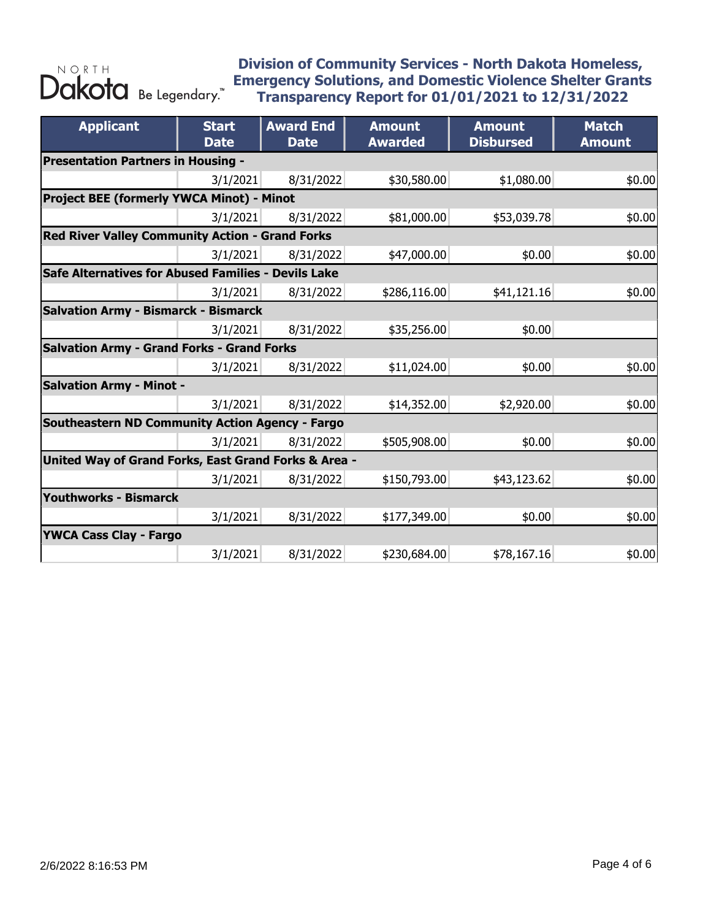# Division of Community Services - North Dakota Homeless, Emergency Solutions, and Domestic Violence Shelter Grants Transparency Report for 01/01/2021 to 12/31/2022

| Applicant | Start Date | Award End Date | Amount Awarded | Amount Disbursed | Match Amount |
|---|---|---|---|---|---|
| **Presentation Partners in Housing -** | | | | | |
| | 3/1/2021 | 8/31/2022 | $30,580.00 | $1,080.00 | $0.00 |
| **Project BEE (formerly YWCA Minot) - Minot** | | | | | |
| | 3/1/2021 | 8/31/2022 | $81,000.00 | $53,039.78 | $0.00 |
| **Red River Valley Community Action - Grand Forks** | | | | | |
| | 3/1/2021 | 8/31/2022 | $47,000.00 | $0.00 | $0.00 |
| **Safe Alternatives for Abused Families - Devils Lake** | | | | | |
| | 3/1/2021 | 8/31/2022 | $286,116.00 | $41,121.16 | $0.00 |
| **Salvation Army - Bismarck - Bismarck** | | | | | |
| | 3/1/2021 | 8/31/2022 | $35,256.00 | $0.00 | |
| **Salvation Army - Grand Forks - Grand Forks** | | | | | |
| | 3/1/2021 | 8/31/2022 | $11,024.00 | $0.00 | $0.00 |
| **Salvation Army - Minot -** | | | | | |
| | 3/1/2021 | 8/31/2022 | $14,352.00 | $2,920.00 | $0.00 |
| **Southeastern ND Community Action Agency - Fargo** | | | | | |
| | 3/1/2021 | 8/31/2022 | $505,908.00 | $0.00 | $0.00 |
| **United Way of Grand Forks, East Grand Forks & Area -** | | | | | |
| | 3/1/2021 | 8/31/2022 | $150,793.00 | $43,123.62 | $0.00 |
| **Youthworks - Bismarck** | | | | | |
| | 3/1/2021 | 8/31/2022 | $177,349.00 | $0.00 | $0.00 |
| **YWCA Cass Clay - Fargo** | | | | | |
| | 3/1/2021 | 8/31/2022 | $230,684.00 | $78,167.16 | $0.00 |

2/6/2022 8:16:53 PM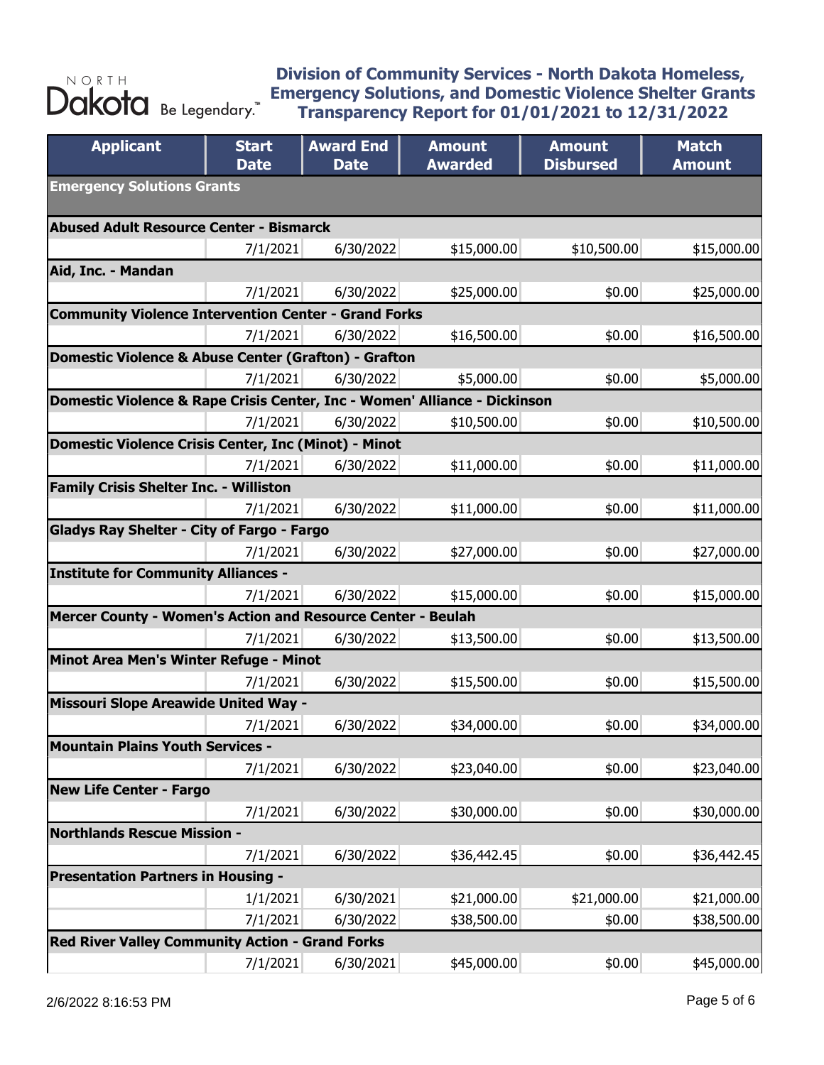# Division of Community Services - North Dakota Homeless, Emergency Solutions, and Domestic Violence Shelter Grants Transparency Report for 01/01/2021 to 12/31/2022

| Applicant | Start Date | Award End Date | Amount Awarded | Amount Disbursed | Match Amount |
|---|---|---|---|---|---|
| **Emergency Solutions Grants** | | | | | |
| **Abused Adult Resource Center - Bismarck** | | | | | |
| | 7/1/2021 | 6/30/2022 | $15,000.00 | $10,500.00 | $15,000.00 |
| **Aid, Inc. - Mandan** | | | | | |
| | 7/1/2021 | 6/30/2022 | $25,000.00 | $0.00 | $25,000.00 |
| **Community Violence Intervention Center - Grand Forks** | | | | | |
| | 7/1/2021 | 6/30/2022 | $16,500.00 | $0.00 | $16,500.00 |
| **Domestic Violence & Abuse Center (Grafton) - Grafton** | | | | | |
| | 7/1/2021 | 6/30/2022 | $5,000.00 | $0.00 | $5,000.00 |
| **Domestic Violence & Rape Crisis Center, Inc - Women' Alliance - Dickinson** | | | | | |
| | 7/1/2021 | 6/30/2022 | $10,500.00 | $0.00 | $10,500.00 |
| **Domestic Violence Crisis Center, Inc (Minot) - Minot** | | | | | |
| | 7/1/2021 | 6/30/2022 | $11,000.00 | $0.00 | $11,000.00 |
| **Family Crisis Shelter Inc. - Williston** | | | | | |
| | 7/1/2021 | 6/30/2022 | $11,000.00 | $0.00 | $11,000.00 |
| **Gladys Ray Shelter - City of Fargo - Fargo** | | | | | |
| | 7/1/2021 | 6/30/2022 | $27,000.00 | $0.00 | $27,000.00 |
| **Institute for Community Alliances -** | | | | | |
| | 7/1/2021 | 6/30/2022 | $15,000.00 | $0.00 | $15,000.00 |
| **Mercer County - Women's Action and Resource Center - Beulah** | | | | | |
| | 7/1/2021 | 6/30/2022 | $13,500.00 | $0.00 | $13,500.00 |
| **Minot Area Men's Winter Refuge - Minot** | | | | | |
| | 7/1/2021 | 6/30/2022 | $15,500.00 | $0.00 | $15,500.00 |
| **Missouri Slope Areawide United Way -** | | | | | |
| | 7/1/2021 | 6/30/2022 | $34,000.00 | $0.00 | $34,000.00 |
| **Mountain Plains Youth Services -** | | | | | |
| | 7/1/2021 | 6/30/2022 | $23,040.00 | $0.00 | $23,040.00 |
| **New Life Center - Fargo** | | | | | |
| | 7/1/2021 | 6/30/2022 | $30,000.00 | $0.00 | $30,000.00 |
| **Northlands Rescue Mission -** | | | | | |
| | 7/1/2021 | 6/30/2022 | $36,442.45 | $0.00 | $36,442.45 |
| **Presentation Partners in Housing -** | | | | | |
| | 1/1/2021 | 6/30/2021 | $21,000.00 | $21,000.00 | $21,000.00 |
| | 7/1/2021 | 6/30/2022 | $38,500.00 | $0.00 | $38,500.00 |
| **Red River Valley Community Action - Grand Forks** | | | | | |
| | 7/1/2021 | 6/30/2021 | $45,000.00 | $0.00 | $45,000.00 |

2/6/2022 8:16:53 PM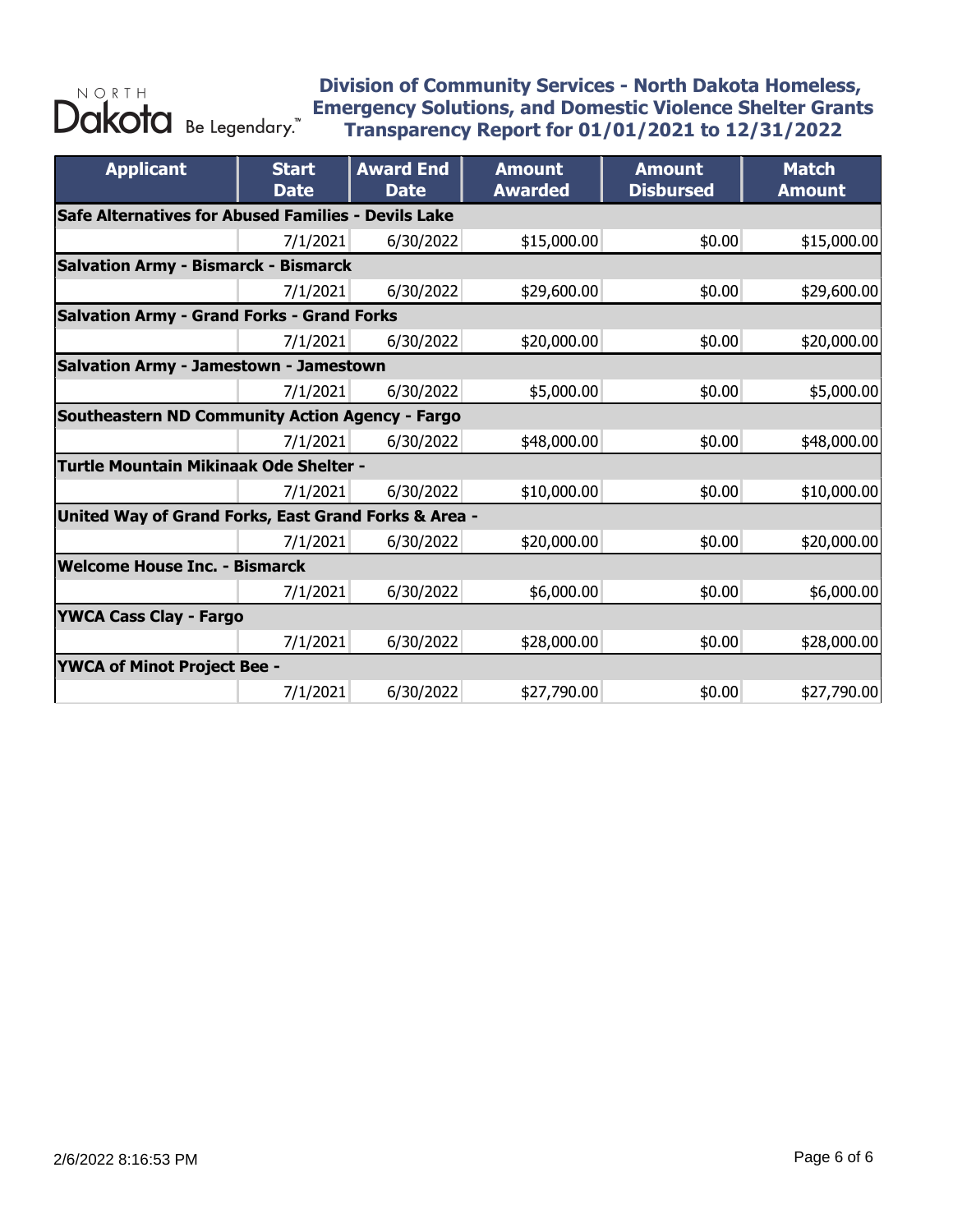# Division of Community Services - North Dakota Homeless, Emergency Solutions, and Domestic Violence Shelter Grants Transparency Report for 01/01/2021 to 12/31/2022

| Applicant | Start Date | Award End Date | Amount Awarded | Amount Disbursed | Match Amount |
|---|---|---|---|---|---|
| **Safe Alternatives for Abused Families - Devils Lake** | | | | | |
| | 7/1/2021 | 6/30/2022 | $15,000.00 | $0.00 | $15,000.00 |
| **Salvation Army - Bismarck - Bismarck** | | | | | |
| | 7/1/2021 | 6/30/2022 | $29,600.00 | $0.00 | $29,600.00 |
| **Salvation Army - Grand Forks - Grand Forks** | | | | | |
| | 7/1/2021 | 6/30/2022 | $20,000.00 | $0.00 | $20,000.00 |
| **Salvation Army - Jamestown - Jamestown** | | | | | |
| | 7/1/2021 | 6/30/2022 | $5,000.00 | $0.00 | $5,000.00 |
| **Southeastern ND Community Action Agency - Fargo** | | | | | |
| | 7/1/2021 | 6/30/2022 | $48,000.00 | $0.00 | $48,000.00 |
| **Turtle Mountain Mikinaak Ode Shelter -** | | | | | |
| | 7/1/2021 | 6/30/2022 | $10,000.00 | $0.00 | $10,000.00 |
| **United Way of Grand Forks, East Grand Forks & Area -** | | | | | |
| | 7/1/2021 | 6/30/2022 | $20,000.00 | $0.00 | $20,000.00 |
| **Welcome House Inc. - Bismarck** | | | | | |
| | 7/1/2021 | 6/30/2022 | $6,000.00 | $0.00 | $6,000.00 |
| **YWCA Cass Clay - Fargo** | | | | | |
| | 7/1/2021 | 6/30/2022 | $28,000.00 | $0.00 | $28,000.00 |
| **YWCA of Minot Project Bee -** | | | | | |
| | 7/1/2021 | 6/30/2022 | $27,790.00 | $0.00 | $27,790.00 |

2/6/2022 8:16:53 PM